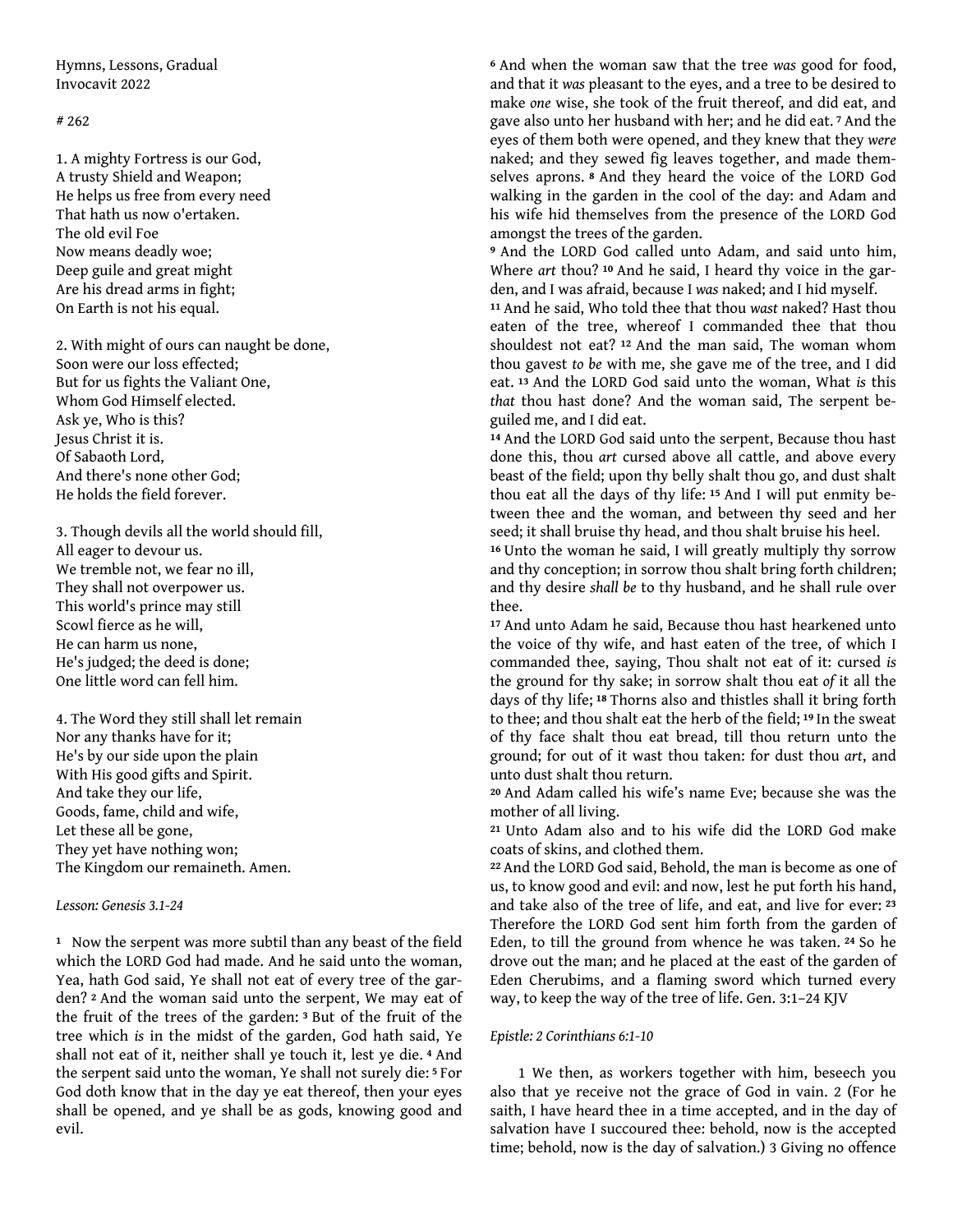Hymns, Lessons, Gradual
Invocavit 2022

# 262

1. A mighty Fortress is our God,
A trusty Shield and Weapon;
He helps us free from every need
That hath us now o'ertaken.
The old evil Foe
Now means deadly woe;
Deep guile and great might
Are his dread arms in fight;
On Earth is not his equal.

2. With might of ours can naught be done,
Soon were our loss effected;
But for us fights the Valiant One,
Whom God Himself elected.
Ask ye, Who is this?
Jesus Christ it is.
Of Sabaoth Lord,
And there's none other God;
He holds the field forever.

3. Though devils all the world should fill,
All eager to devour us.
We tremble not, we fear no ill,
They shall not overpower us.
This world's prince may still
Scowl fierce as he will,
He can harm us none,
He's judged; the deed is done;
One little word can fell him.

4. The Word they still shall let remain
Nor any thanks have for it;
He's by our side upon the plain
With His good gifts and Spirit.
And take they our life,
Goods, fame, child and wife,
Let these all be gone,
They yet have nothing won;
The Kingdom our remaineth. Amen.

*Lesson: Genesis 3.1-24*

1 Now the serpent was more subtil than any beast of the field which the LORD God had made. And he said unto the woman, Yea, hath God said, Ye shall not eat of every tree of the garden? 2 And the woman said unto the serpent, We may eat of the fruit of the trees of the garden: 3 But of the fruit of the tree which *is* in the midst of the garden, God hath said, Ye shall not eat of it, neither shall ye touch it, lest ye die. 4 And the serpent said unto the woman, Ye shall not surely die: 5 For God doth know that in the day ye eat thereof, then your eyes shall be opened, and ye shall be as gods, knowing good and evil.

6 And when the woman saw that the tree *was* good for food, and that it *was* pleasant to the eyes, and a tree to be desired to make *one* wise, she took of the fruit thereof, and did eat, and gave also unto her husband with her; and he did eat. 7 And the eyes of them both were opened, and they knew that they *were* naked; and they sewed fig leaves together, and made themselves aprons. 8 And they heard the voice of the LORD God walking in the garden in the cool of the day: and Adam and his wife hid themselves from the presence of the LORD God amongst the trees of the garden.

9 And the LORD God called unto Adam, and said unto him, Where *art* thou? 10 And he said, I heard thy voice in the garden, and I was afraid, because I *was* naked; and I hid myself.

11 And he said, Who told thee that thou *wast* naked? Hast thou eaten of the tree, whereof I commanded thee that thou shouldest not eat? 12 And the man said, The woman whom thou gavest *to be* with me, she gave me of the tree, and I did eat. 13 And the LORD God said unto the woman, What *is* this *that* thou hast done? And the woman said, The serpent beguiled me, and I did eat.

14 And the LORD God said unto the serpent, Because thou hast done this, thou *art* cursed above all cattle, and above every beast of the field; upon thy belly shalt thou go, and dust shalt thou eat all the days of thy life: 15 And I will put enmity between thee and the woman, and between thy seed and her seed; it shall bruise thy head, and thou shalt bruise his heel.

16 Unto the woman he said, I will greatly multiply thy sorrow and thy conception; in sorrow thou shalt bring forth children; and thy desire *shall be* to thy husband, and he shall rule over thee.

17 And unto Adam he said, Because thou hast hearkened unto the voice of thy wife, and hast eaten of the tree, of which I commanded thee, saying, Thou shalt not eat of it: cursed *is* the ground for thy sake; in sorrow shalt thou eat *of* it all the days of thy life; 18 Thorns also and thistles shall it bring forth to thee; and thou shalt eat the herb of the field; 19 In the sweat of thy face shalt thou eat bread, till thou return unto the ground; for out of it wast thou taken: for dust thou *art*, and unto dust shalt thou return.

20 And Adam called his wife's name Eve; because she was the mother of all living.

21 Unto Adam also and to his wife did the LORD God make coats of skins, and clothed them.

22 And the LORD God said, Behold, the man is become as one of us, to know good and evil: and now, lest he put forth his hand, and take also of the tree of life, and eat, and live for ever: 23 Therefore the LORD God sent him forth from the garden of Eden, to till the ground from whence he was taken. 24 So he drove out the man; and he placed at the east of the garden of Eden Cherubims, and a flaming sword which turned every way, to keep the way of the tree of life. Gen. 3:1–24 KJV

*Epistle: 2 Corinthians 6:1-10*

1 We then, as workers together with him, beseech you also that ye receive not the grace of God in vain. 2 (For he saith, I have heard thee in a time accepted, and in the day of salvation have I succoured thee: behold, now is the accepted time; behold, now is the day of salvation.) 3 Giving no offence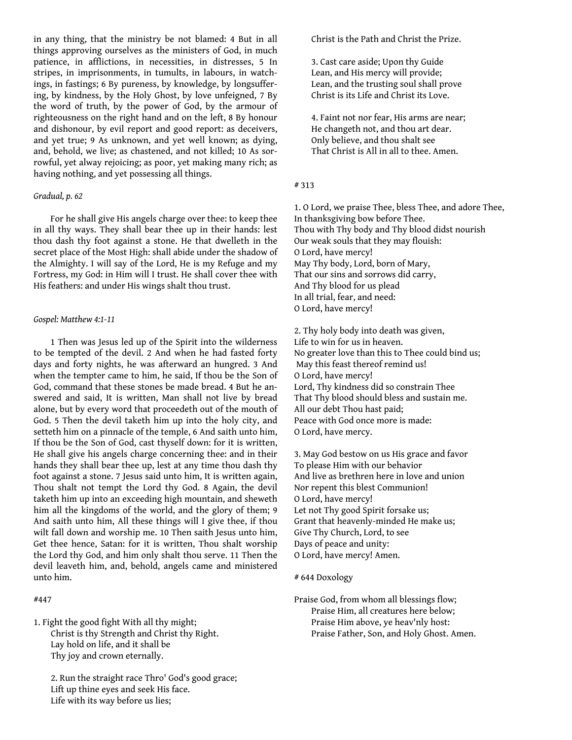in any thing, that the ministry be not blamed: 4 But in all things approving ourselves as the ministers of God, in much patience, in afflictions, in necessities, in distresses, 5 In stripes, in imprisonments, in tumults, in labours, in watchings, in fastings; 6 By pureness, by knowledge, by longsuffering, by kindness, by the Holy Ghost, by love unfeigned, 7 By the word of truth, by the power of God, by the armour of righteousness on the right hand and on the left, 8 By honour and dishonour, by evil report and good report: as deceivers, and yet true; 9 As unknown, and yet well known; as dying, and, behold, we live; as chastened, and not killed; 10 As sorrowful, yet alway rejoicing; as poor, yet making many rich; as having nothing, and yet possessing all things.

*Gradual, p. 62*

For he shall give His angels charge over thee: to keep thee in all thy ways. They shall bear thee up in their hands: lest thou dash thy foot against a stone. He that dwelleth in the secret place of the Most High: shall abide under the shadow of the Almighty. I will say of the Lord, He is my Refuge and my Fortress, my God: in Him will I trust. He shall cover thee with His feathers: and under His wings shalt thou trust.

*Gospel: Matthew 4:1-11*

1 Then was Jesus led up of the Spirit into the wilderness to be tempted of the devil. 2 And when he had fasted forty days and forty nights, he was afterward an hungred. 3 And when the tempter came to him, he said, If thou be the Son of God, command that these stones be made bread. 4 But he answered and said, It is written, Man shall not live by bread alone, but by every word that proceedeth out of the mouth of God. 5 Then the devil taketh him up into the holy city, and setteth him on a pinnacle of the temple, 6 And saith unto him, If thou be the Son of God, cast thyself down: for it is written, He shall give his angels charge concerning thee: and in their hands they shall bear thee up, lest at any time thou dash thy foot against a stone. 7 Jesus said unto him, It is written again, Thou shalt not tempt the Lord thy God. 8 Again, the devil taketh him up into an exceeding high mountain, and sheweth him all the kingdoms of the world, and the glory of them; 9 And saith unto him, All these things will I give thee, if thou wilt fall down and worship me. 10 Then saith Jesus unto him, Get thee hence, Satan: for it is written, Thou shalt worship the Lord thy God, and him only shalt thou serve. 11 Then the devil leaveth him, and, behold, angels came and ministered unto him.

#447

1. Fight the good fight With all thy might;
Christ is thy Strength and Christ thy Right.
Lay hold on life, and it shall be
Thy joy and crown eternally.

2. Run the straight race Thro' God's good grace;
Lift up thine eyes and seek His face.
Life with its way before us lies;
Christ is the Path and Christ the Prize.

3. Cast care aside; Upon thy Guide
Lean, and His mercy will provide;
Lean, and the trusting soul shall prove
Christ is its Life and Christ its Love.

4. Faint not nor fear, His arms are near;
He changeth not, and thou art dear.
Only believe, and thou shalt see
That Christ is All in all to thee. Amen.

# 313

1. O Lord, we praise Thee, bless Thee, and adore Thee,
In thanksgiving bow before Thee.
Thou with Thy body and Thy blood didst nourish
Our weak souls that they may flouish:
O Lord, have mercy!
May Thy body, Lord, born of Mary,
That our sins and sorrows did carry,
And Thy blood for us plead
In all trial, fear, and need:
O Lord, have mercy!

2. Thy holy body into death was given,
Life to win for us in heaven.
No greater love than this to Thee could bind us;
May this feast thereof remind us!
O Lord, have mercy!
Lord, Thy kindness did so constrain Thee
That Thy blood should bless and sustain me.
All our debt Thou hast paid;
Peace with God once more is made:
O Lord, have mercy.

3. May God bestow on us His grace and favor
To please Him with our behavior
And live as brethren here in love and union
Nor repent this blest Communion!
O Lord, have mercy!
Let not Thy good Spirit forsake us;
Grant that heavenly-minded He make us;
Give Thy Church, Lord, to see
Days of peace and unity:
O Lord, have mercy! Amen.

# 644 Doxology

Praise God, from whom all blessings flow;
Praise Him, all creatures here below;
Praise Him above, ye heav'nly host:
Praise Father, Son, and Holy Ghost. Amen.